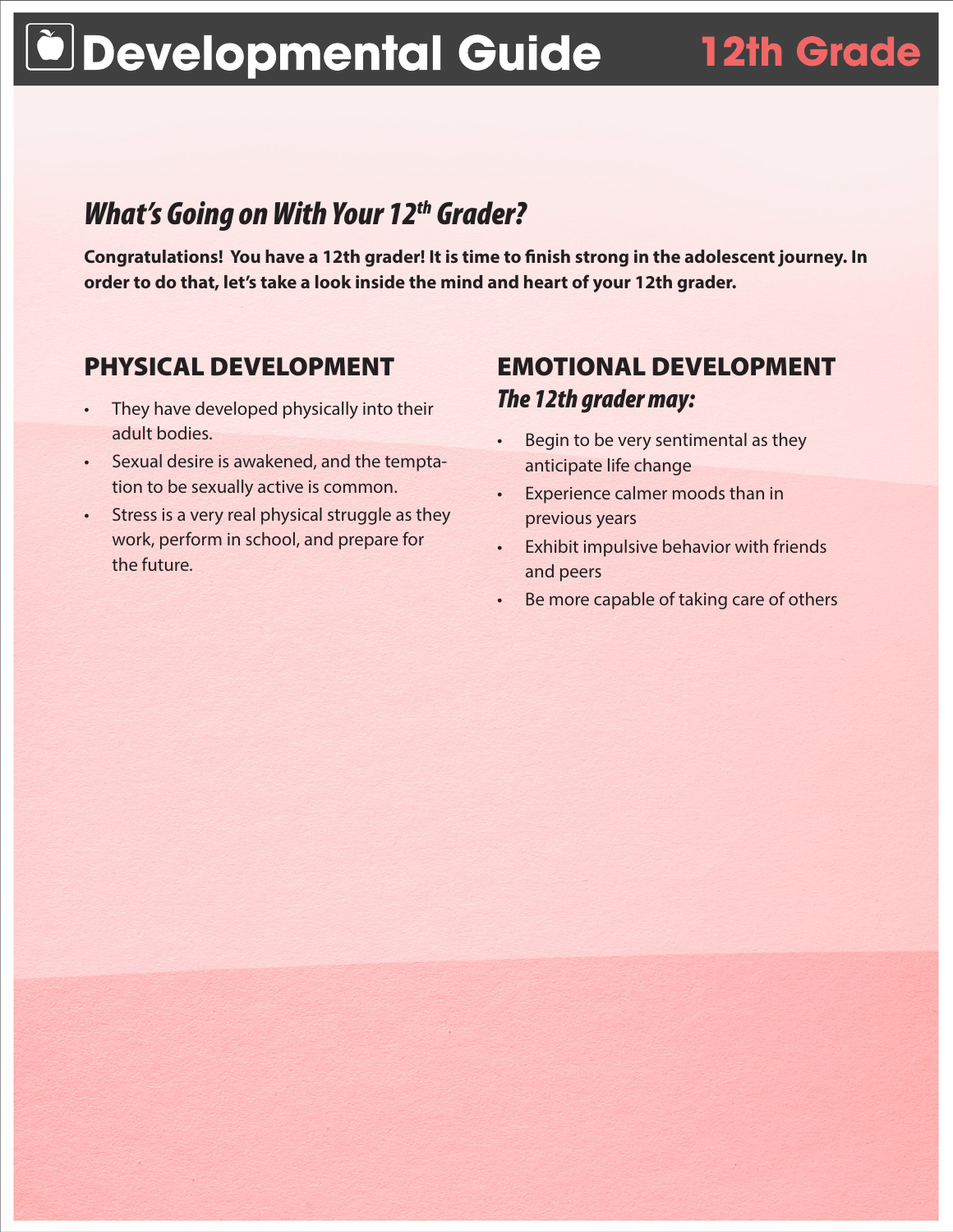# Developmental Guide 12th Grade

## *What's Going on With Your 12th Grader?*

**Congratulations! You have a 12th grader! It is time to finish strong in the adolescent journey. In order to do that, let's take a look inside the mind and heart of your 12th grader.**

## PHYSICAL DEVELOPMENT

- They have developed physically into their adult bodies.
- Sexual desire is awakened, and the temptation to be sexually active is common.
- Stress is a very real physical struggle as they work, perform in school, and prepare for the future.

## EMOTIONAL DEVELOPMENT

### *The 12th grader may:*

- Begin to be very sentimental as they anticipate life change
- Experience calmer moods than in previous years
- Exhibit impulsive behavior with friends and peers
- Be more capable of taking care of others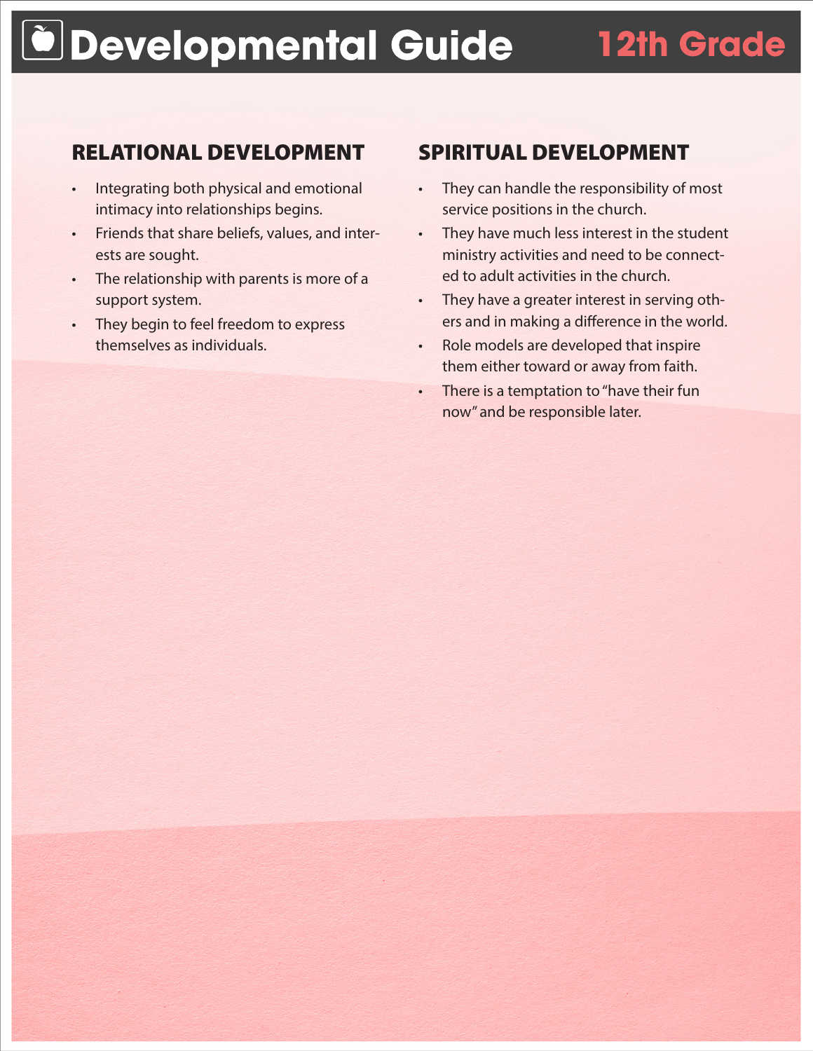# Developmental Guide 12th Grade

## RELATIONAL DEVELOPMENT

- Integrating both physical and emotional intimacy into relationships begins.
- Friends that share beliefs, values, and interests are sought.
- The relationship with parents is more of a support system.
- They begin to feel freedom to express themselves as individuals.

## SPIRITUAL DEVELOPMENT

- They can handle the responsibility of most service positions in the church.
- They have much less interest in the student ministry activities and need to be connected to adult activities in the church.
- They have a greater interest in serving others and in making a difference in the world.
- Role models are developed that inspire them either toward or away from faith.
- There is a temptation to "have their fun now" and be responsible later.